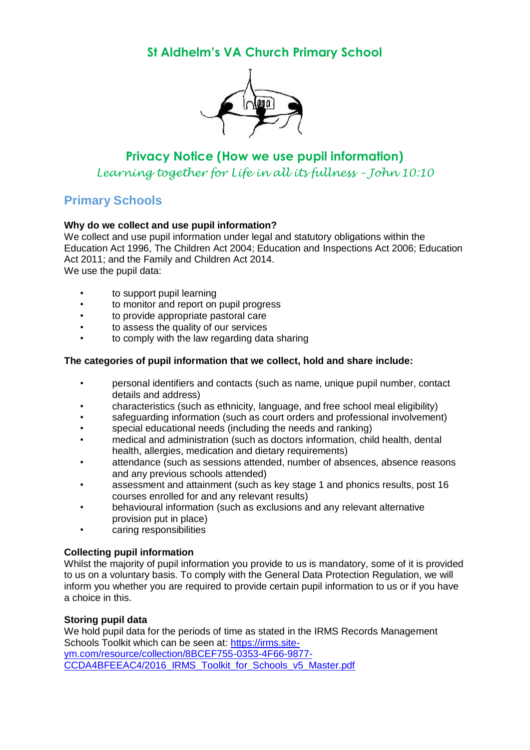# St Aldhelm's VA Church Primary School

## Privacy Notice (How we use pupil information)

*Learning together for Life in all its fullness – John 10:10*

## Primary Schools

**Why do we collect and use pupil information?**

We collect and use pupil information under legal and statutory obligations within the Education Act 1996, The Children Act 2004; Education and Inspections Act 2006; Education Act 2011; and the Family and Children Act 2014.

We use the pupil data:

- to support pupil learning
- to monitor and report on pupil progress
- to provide appropriate pastoral care
- to assess the quality of our services
- to comply with the law regarding data sharing

**The categories of pupil information that we collect, hold and share include:**

- personal identifiers and contacts (such as name, unique pupil number, contact details and address)
- characteristics (such as ethnicity, language, and free school meal eligibility)
- safeguarding information (such as court orders and professional involvement)
- special educational needs (including the needs and ranking)
- medical and administration (such as doctors information, child health, dental health, allergies, medication and dietary requirements)
- attendance (such as sessions attended, number of absences, absence reasons and any previous schools attended)
- assessment and attainment (such as key stage 1 and phonics results, post 16 courses enrolled for and any relevant results)
- behavioural information (such as exclusions and any relevant alternative provision put in place)
- caring responsibilities

**Collecting pupil information**

Whilst the majority of pupil information you provide to us is mandatory, some of it is provided to us on a voluntary basis. To comply with the General Data Protection Regulation, we will inform you whether you are required to provide certain pupil information to us or if you have a choice in this.

**Storing pupil data**

We hold pupil data for the periods of time as stated in the IRMS Records Management Schools Toolkit which can be seen at: [https://irms.site-ym.com/resource/collection/8BCEF755-0353-4F66-9877-CCDA4BFEEAC4/2016_IRMS_Toolkit_for_Schools_v5_Master.pdf](https://irms.site-ym.com/resource/collection/8BCEF755-0353-4F66-9877-CCDA4BFEEAC4/2016_IRMS_Toolkit_for_Schools_v5_Master.pdf)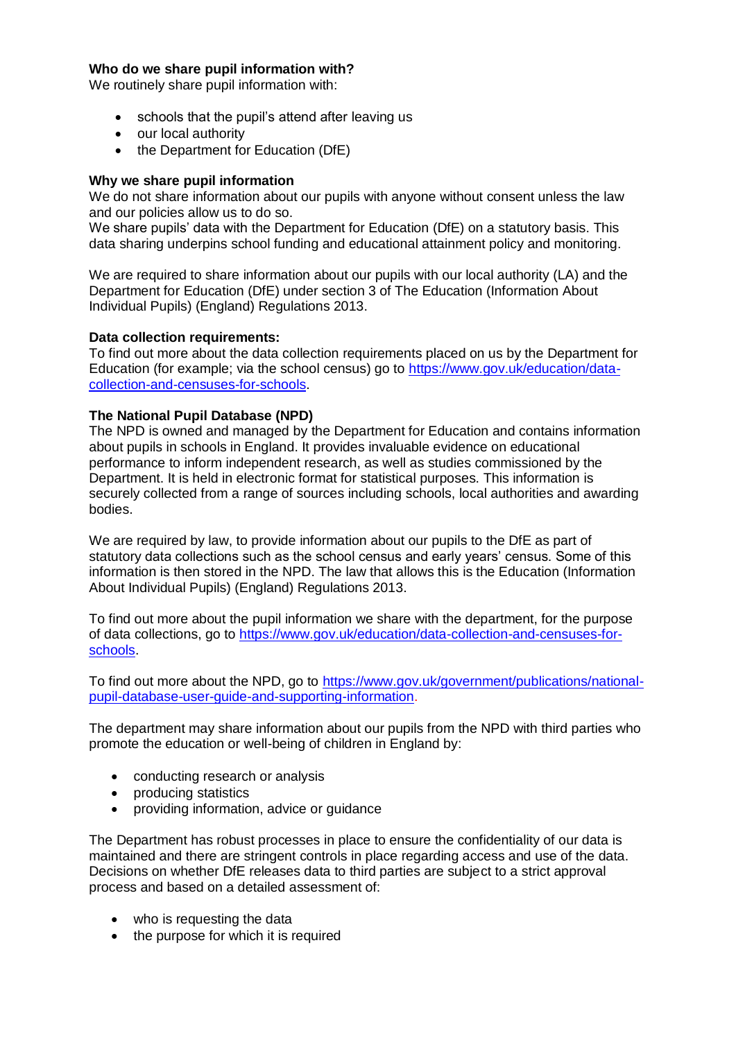**Who do we share pupil information with?**
We routinely share pupil information with:

- schools that the pupil's attend after leaving us
- our local authority
- the Department for Education (DfE)

**Why we share pupil information**
We do not share information about our pupils with anyone without consent unless the law and our policies allow us to do so.
We share pupils' data with the Department for Education (DfE) on a statutory basis. This data sharing underpins school funding and educational attainment policy and monitoring.

We are required to share information about our pupils with our local authority (LA) and the Department for Education (DfE) under section 3 of The Education (Information About Individual Pupils) (England) Regulations 2013.

**Data collection requirements:**
To find out more about the data collection requirements placed on us by the Department for Education (for example; via the school census) go to https://www.gov.uk/education/data-collection-and-censuses-for-schools.

**The National Pupil Database (NPD)**
The NPD is owned and managed by the Department for Education and contains information about pupils in schools in England. It provides invaluable evidence on educational performance to inform independent research, as well as studies commissioned by the Department. It is held in electronic format for statistical purposes. This information is securely collected from a range of sources including schools, local authorities and awarding bodies.

We are required by law, to provide information about our pupils to the DfE as part of statutory data collections such as the school census and early years' census. Some of this information is then stored in the NPD. The law that allows this is the Education (Information About Individual Pupils) (England) Regulations 2013.

To find out more about the pupil information we share with the department, for the purpose of data collections, go to https://www.gov.uk/education/data-collection-and-censuses-for-schools.

To find out more about the NPD, go to https://www.gov.uk/government/publications/national-pupil-database-user-guide-and-supporting-information.

The department may share information about our pupils from the NPD with third parties who promote the education or well-being of children in England by:

- conducting research or analysis
- producing statistics
- providing information, advice or guidance

The Department has robust processes in place to ensure the confidentiality of our data is maintained and there are stringent controls in place regarding access and use of the data. Decisions on whether DfE releases data to third parties are subject to a strict approval process and based on a detailed assessment of:

- who is requesting the data
- the purpose for which it is required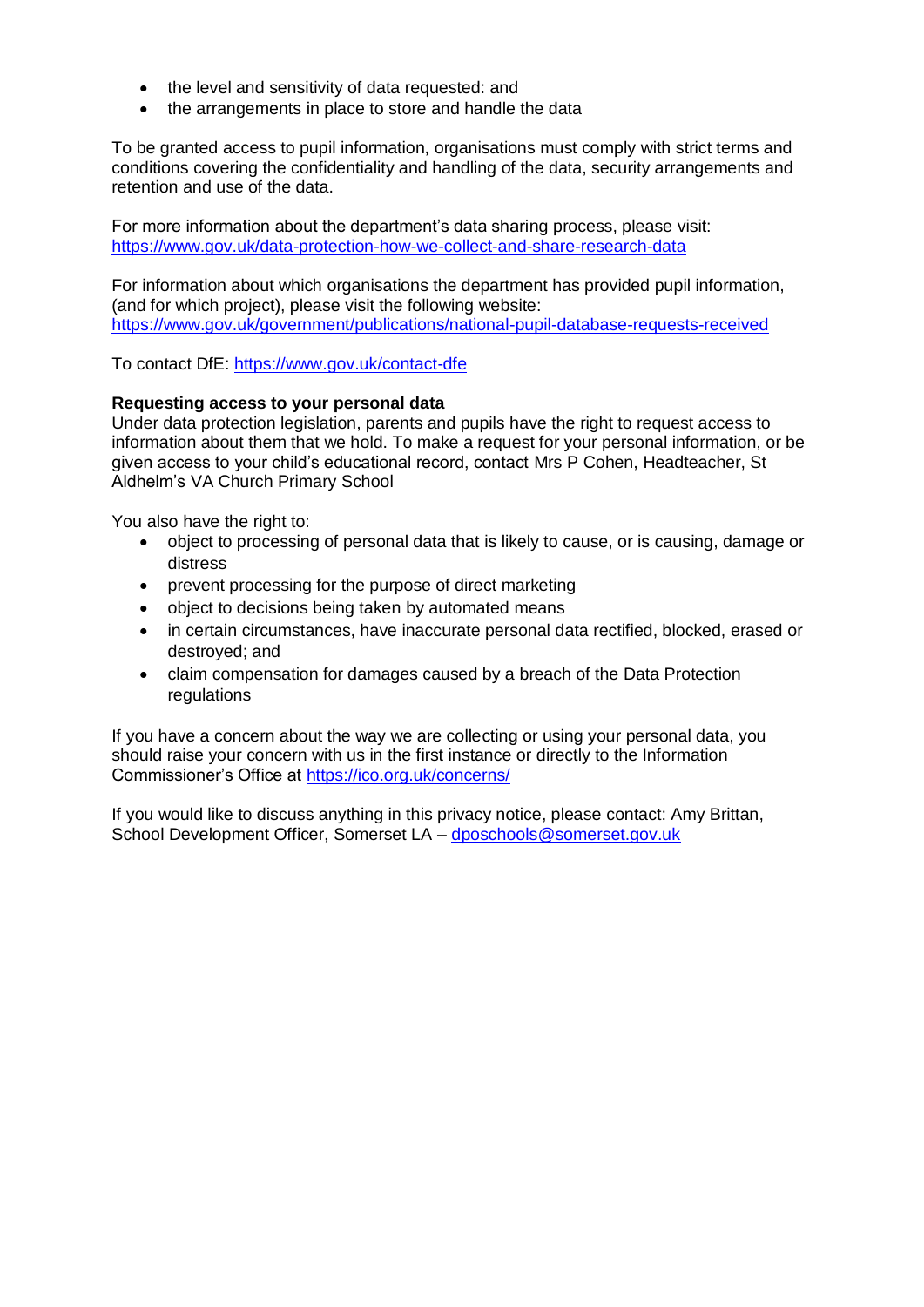- the level and sensitivity of data requested: and
- the arrangements in place to store and handle the data

To be granted access to pupil information, organisations must comply with strict terms and conditions covering the confidentiality and handling of the data, security arrangements and retention and use of the data.

For more information about the department's data sharing process, please visit: https://www.gov.uk/data-protection-how-we-collect-and-share-research-data

For information about which organisations the department has provided pupil information, (and for which project), please visit the following website: https://www.gov.uk/government/publications/national-pupil-database-requests-received

To contact DfE: https://www.gov.uk/contact-dfe

**Requesting access to your personal data**

Under data protection legislation, parents and pupils have the right to request access to information about them that we hold. To make a request for your personal information, or be given access to your child's educational record, contact Mrs P Cohen, Headteacher, St Aldhelm's VA Church Primary School

You also have the right to:

- object to processing of personal data that is likely to cause, or is causing, damage or distress
- prevent processing for the purpose of direct marketing
- object to decisions being taken by automated means
- in certain circumstances, have inaccurate personal data rectified, blocked, erased or destroyed; and
- claim compensation for damages caused by a breach of the Data Protection regulations

If you have a concern about the way we are collecting or using your personal data, you should raise your concern with us in the first instance or directly to the Information Commissioner's Office at https://ico.org.uk/concerns/

If you would like to discuss anything in this privacy notice, please contact: Amy Brittan, School Development Officer, Somerset LA – dposchools@somerset.gov.uk